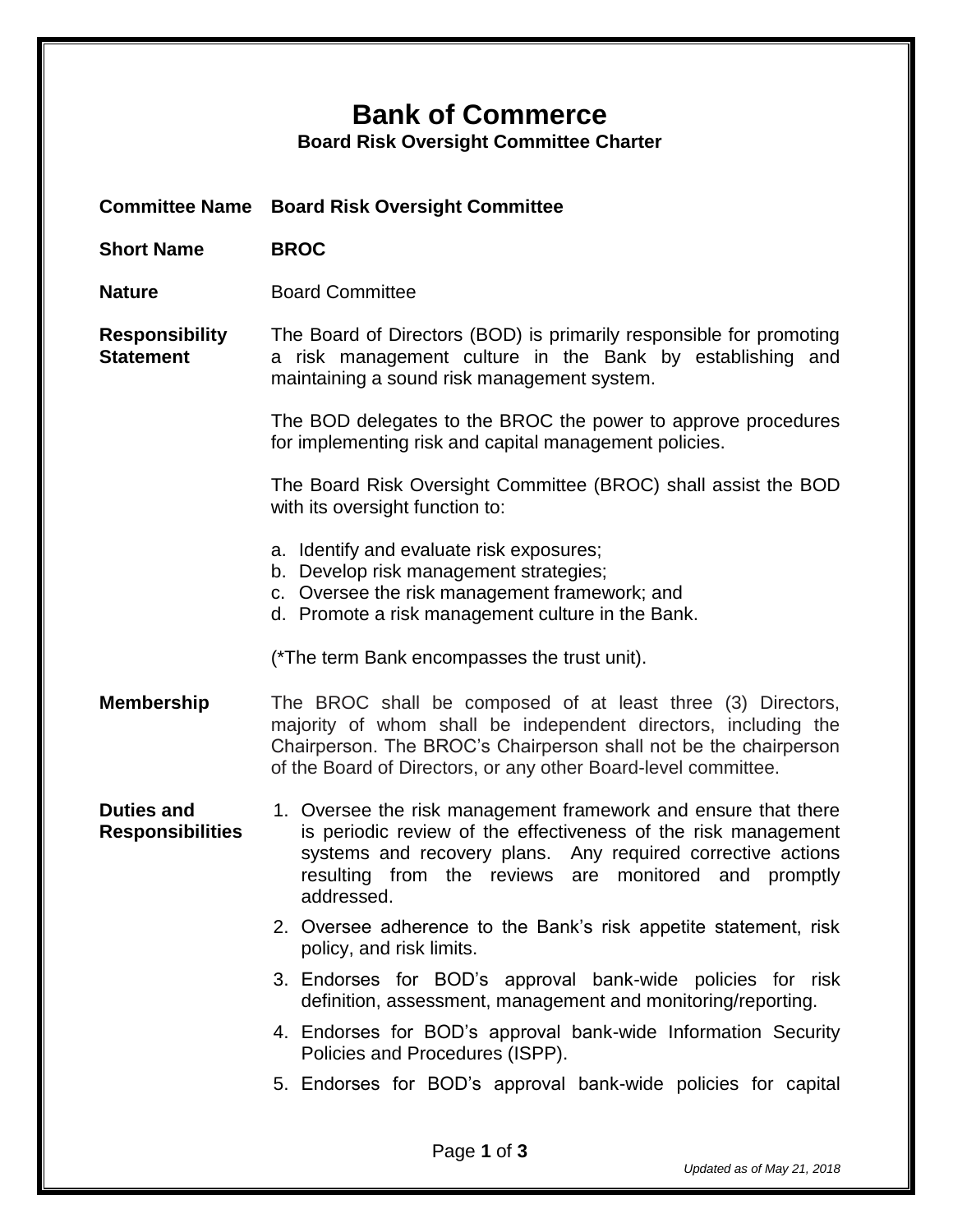# Bank of Commerce

## Board Risk Oversight Committee Charter

**Committee Name** **Board Risk Oversight Committee**

**Short Name** **BROC**

**Nature** Board Committee

**Responsibility Statement**

The Board of Directors (BOD) is primarily responsible for promoting a risk management culture in the Bank by establishing and maintaining a sound risk management system.

The BOD delegates to the BROC the power to approve procedures for implementing risk and capital management policies.

The Board Risk Oversight Committee (BROC) shall assist the BOD with its oversight function to:

a. Identify and evaluate risk exposures;
b. Develop risk management strategies;
c. Oversee the risk management framework; and
d. Promote a risk management culture in the Bank.

(*The term Bank encompasses the trust unit).

**Membership**

The BROC shall be composed of at least three (3) Directors, majority of whom shall be independent directors, including the Chairperson. The BROC's Chairperson shall not be the chairperson of the Board of Directors, or any other Board-level committee.

**Duties and Responsibilities**

1. Oversee the risk management framework and ensure that there is periodic review of the effectiveness of the risk management systems and recovery plans. Any required corrective actions resulting from the reviews are monitored and promptly addressed.
2. Oversee adherence to the Bank's risk appetite statement, risk policy, and risk limits.
3. Endorses for BOD's approval bank-wide policies for risk definition, assessment, management and monitoring/reporting.
4. Endorses for BOD's approval bank-wide Information Security Policies and Procedures (ISPP).
5. Endorses for BOD's approval bank-wide policies for capital

*Updated as of May 21, 2018*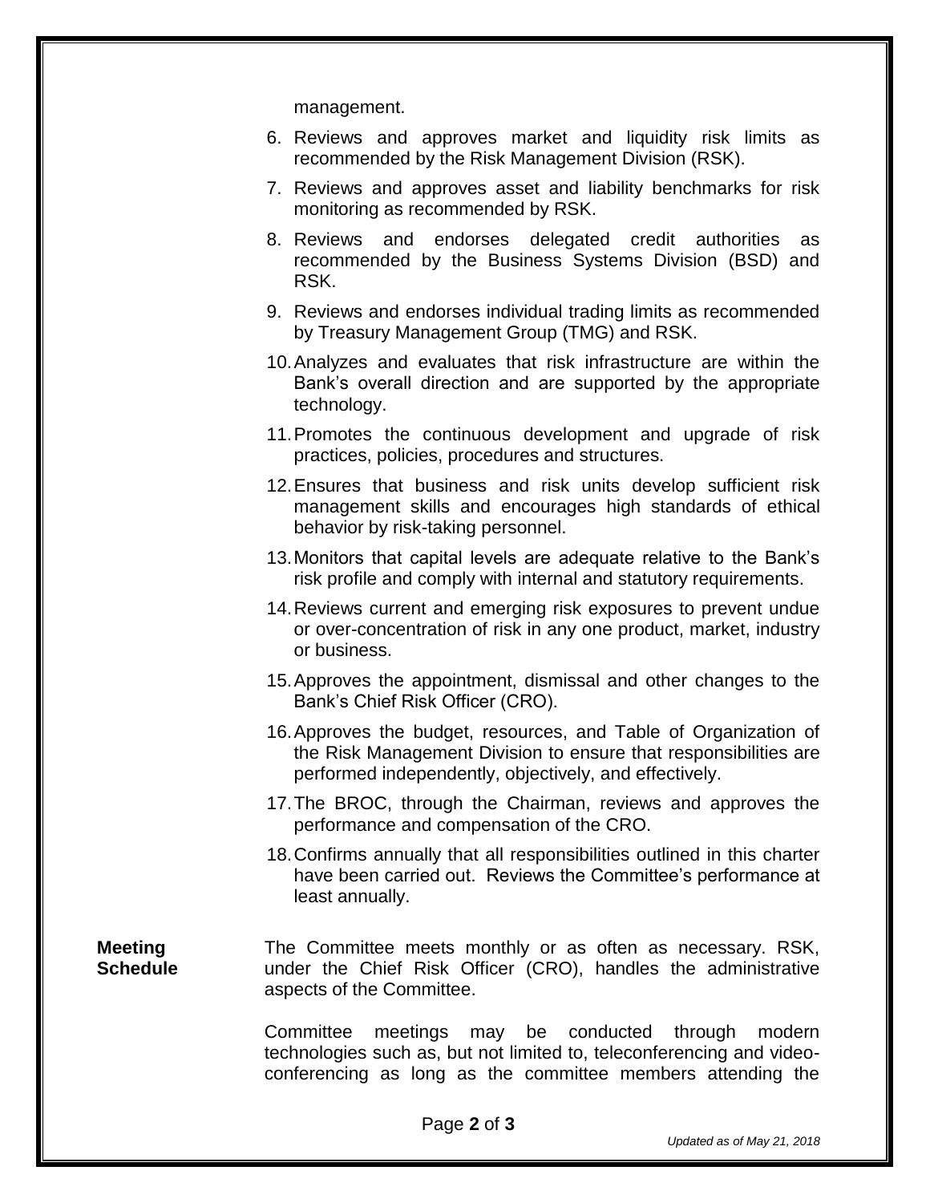management.

6. Reviews and approves market and liquidity risk limits as recommended by the Risk Management Division (RSK).
7. Reviews and approves asset and liability benchmarks for risk monitoring as recommended by RSK.
8. Reviews and endorses delegated credit authorities as recommended by the Business Systems Division (BSD) and RSK.
9. Reviews and endorses individual trading limits as recommended by Treasury Management Group (TMG) and RSK.
10. Analyzes and evaluates that risk infrastructure are within the Bank's overall direction and are supported by the appropriate technology.
11. Promotes the continuous development and upgrade of risk practices, policies, procedures and structures.
12. Ensures that business and risk units develop sufficient risk management skills and encourages high standards of ethical behavior by risk-taking personnel.
13. Monitors that capital levels are adequate relative to the Bank's risk profile and comply with internal and statutory requirements.
14. Reviews current and emerging risk exposures to prevent undue or over-concentration of risk in any one product, market, industry or business.
15. Approves the appointment, dismissal and other changes to the Bank's Chief Risk Officer (CRO).
16. Approves the budget, resources, and Table of Organization of the Risk Management Division to ensure that responsibilities are performed independently, objectively, and effectively.
17. The BROC, through the Chairman, reviews and approves the performance and compensation of the CRO.
18. Confirms annually that all responsibilities outlined in this charter have been carried out. Reviews the Committee's performance at least annually.

**Meeting Schedule**

The Committee meets monthly or as often as necessary. RSK, under the Chief Risk Officer (CRO), handles the administrative aspects of the Committee.

Committee meetings may be conducted through modern technologies such as, but not limited to, teleconferencing and video-conferencing as long as the committee members attending the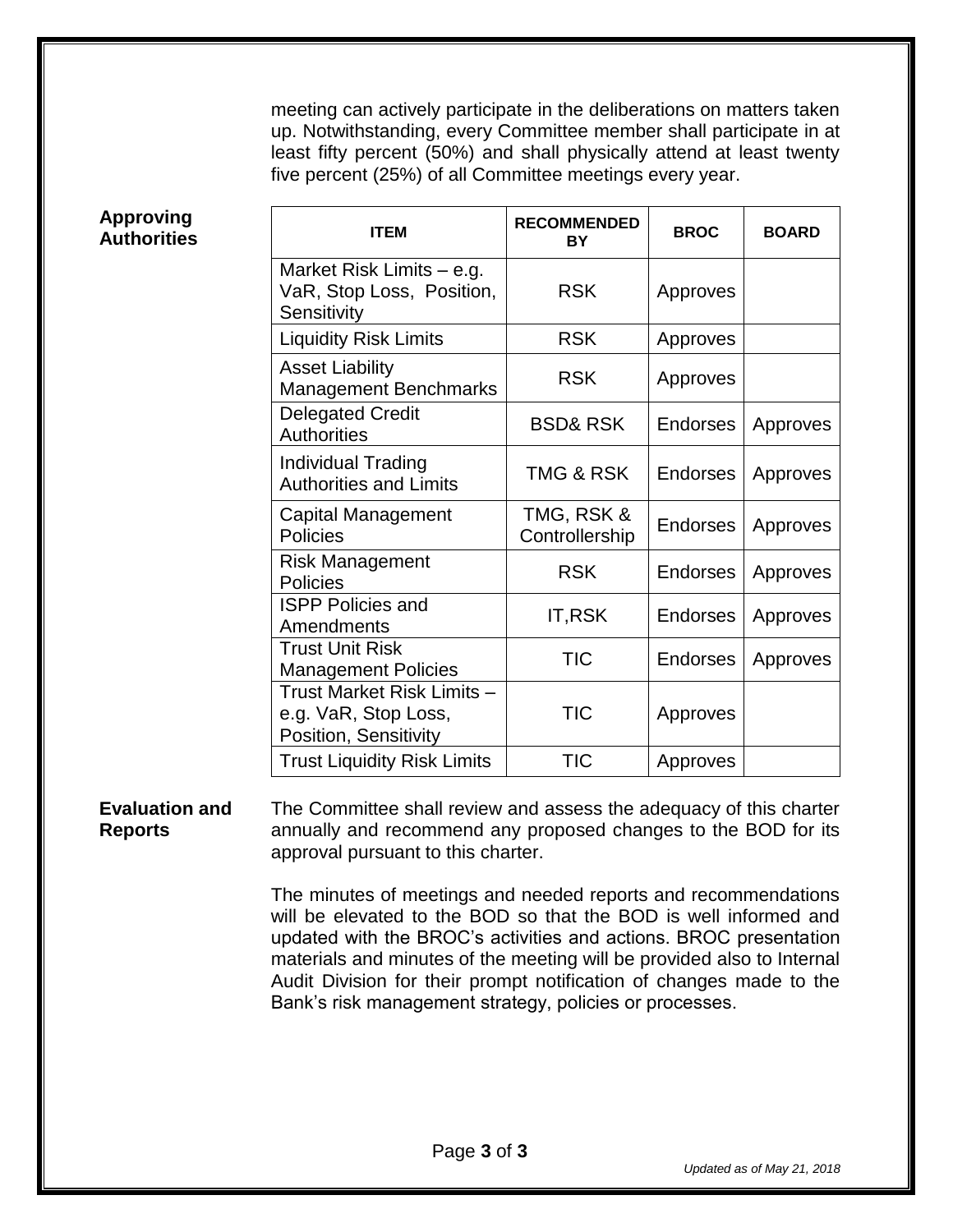meeting can actively participate in the deliberations on matters taken up. Notwithstanding, every Committee member shall participate in at least fifty percent (50%) and shall physically attend at least twenty five percent (25%) of all Committee meetings every year.

**Approving Authorities**

| ITEM | RECOMMENDED BY | BROC | BOARD |
| --- | --- | --- | --- |
| Market Risk Limits – e.g. VaR, Stop Loss, Position, Sensitivity | RSK | Approves | |
| Liquidity Risk Limits | RSK | Approves | |
| Asset Liability Management Benchmarks | RSK | Approves | |
| Delegated Credit Authorities | BSD& RSK | Endorses | Approves |
| Individual Trading Authorities and Limits | TMG & RSK | Endorses | Approves |
| Capital Management Policies | TMG, RSK & Controllership | Endorses | Approves |
| Risk Management Policies | RSK | Endorses | Approves |
| ISPP Policies and Amendments | IT,RSK | Endorses | Approves |
| Trust Unit Risk Management Policies | TIC | Endorses | Approves |
| Trust Market Risk Limits – e.g. VaR, Stop Loss, Position, Sensitivity | TIC | Approves | |
| Trust Liquidity Risk Limits | TIC | Approves | |

**Evaluation and Reports**

The Committee shall review and assess the adequacy of this charter annually and recommend any proposed changes to the BOD for its approval pursuant to this charter.

The minutes of meetings and needed reports and recommendations will be elevated to the BOD so that the BOD is well informed and updated with the BROC's activities and actions. BROC presentation materials and minutes of the meeting will be provided also to Internal Audit Division for their prompt notification of changes made to the Bank's risk management strategy, policies or processes.

*Updated as of May 21, 2018*